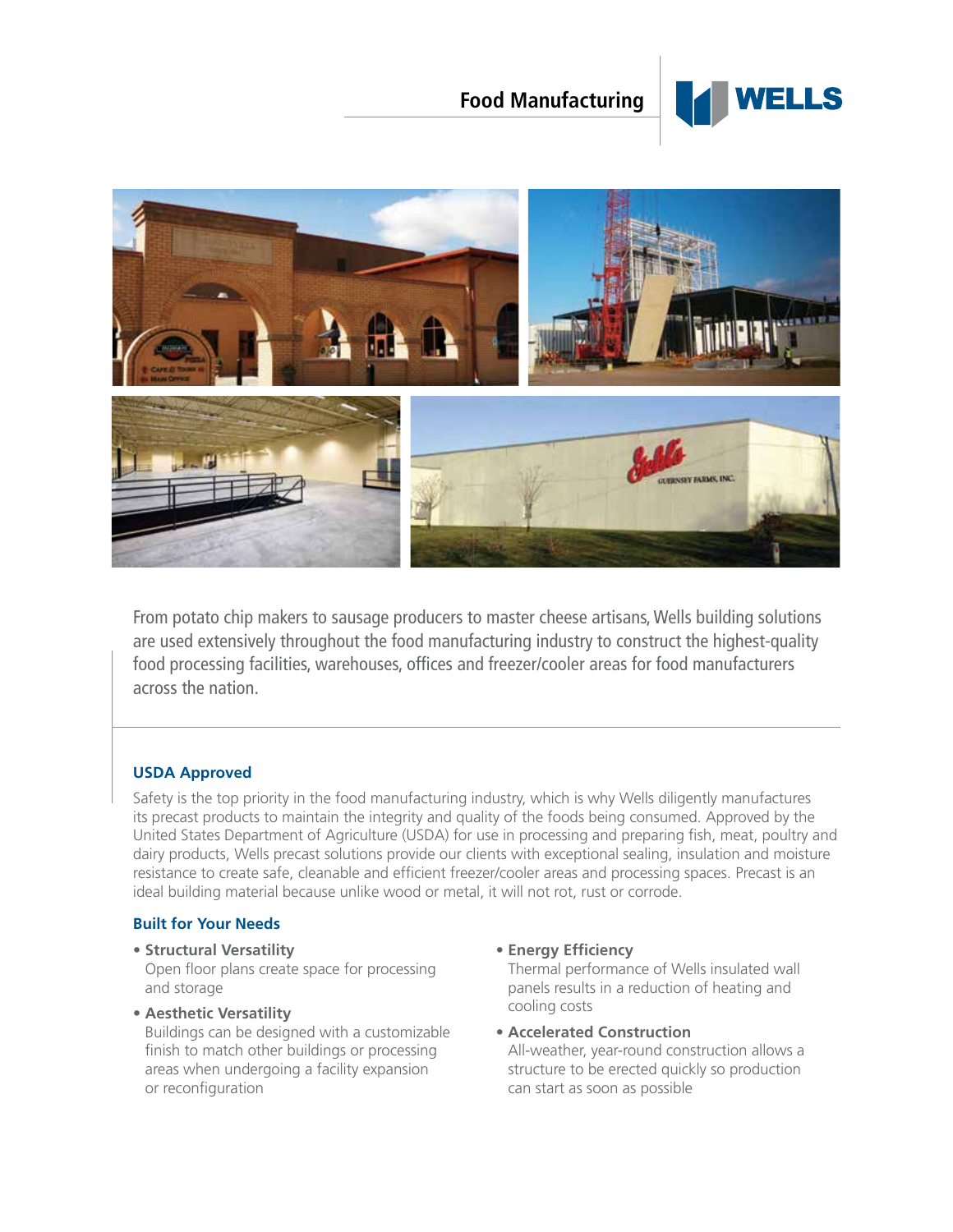# Food Manufacturing

From potato chip makers to sausage producers to master cheese artisans, Wells building solutions are used extensively throughout the food manufacturing industry to construct the highest-quality food processing facilities, warehouses, offices and freezer/cooler areas for food manufacturers across the nation.

## USDA Approved

Safety is the top priority in the food manufacturing industry, which is why Wells diligently manufactures its precast products to maintain the integrity and quality of the foods being consumed. Approved by the United States Department of Agriculture (USDA) for use in processing and preparing fish, meat, poultry and dairy products, Wells precast solutions provide our clients with exceptional sealing, insulation and moisture resistance to create safe, cleanable and efficient freezer/cooler areas and processing spaces. Precast is an ideal building material because unlike wood or metal, it will not rot, rust or corrode.

## Built for Your Needs

- **Structural Versatility**
  Open floor plans create space for processing and storage
- **Aesthetic Versatility**
  Buildings can be designed with a customizable finish to match other buildings or processing areas when undergoing a facility expansion or reconfiguration
- **Energy Efficiency**
  Thermal performance of Wells insulated wall panels results in a reduction of heating and cooling costs
- **Accelerated Construction**
  All-weather, year-round construction allows a structure to be erected quickly so production can start as soon as possible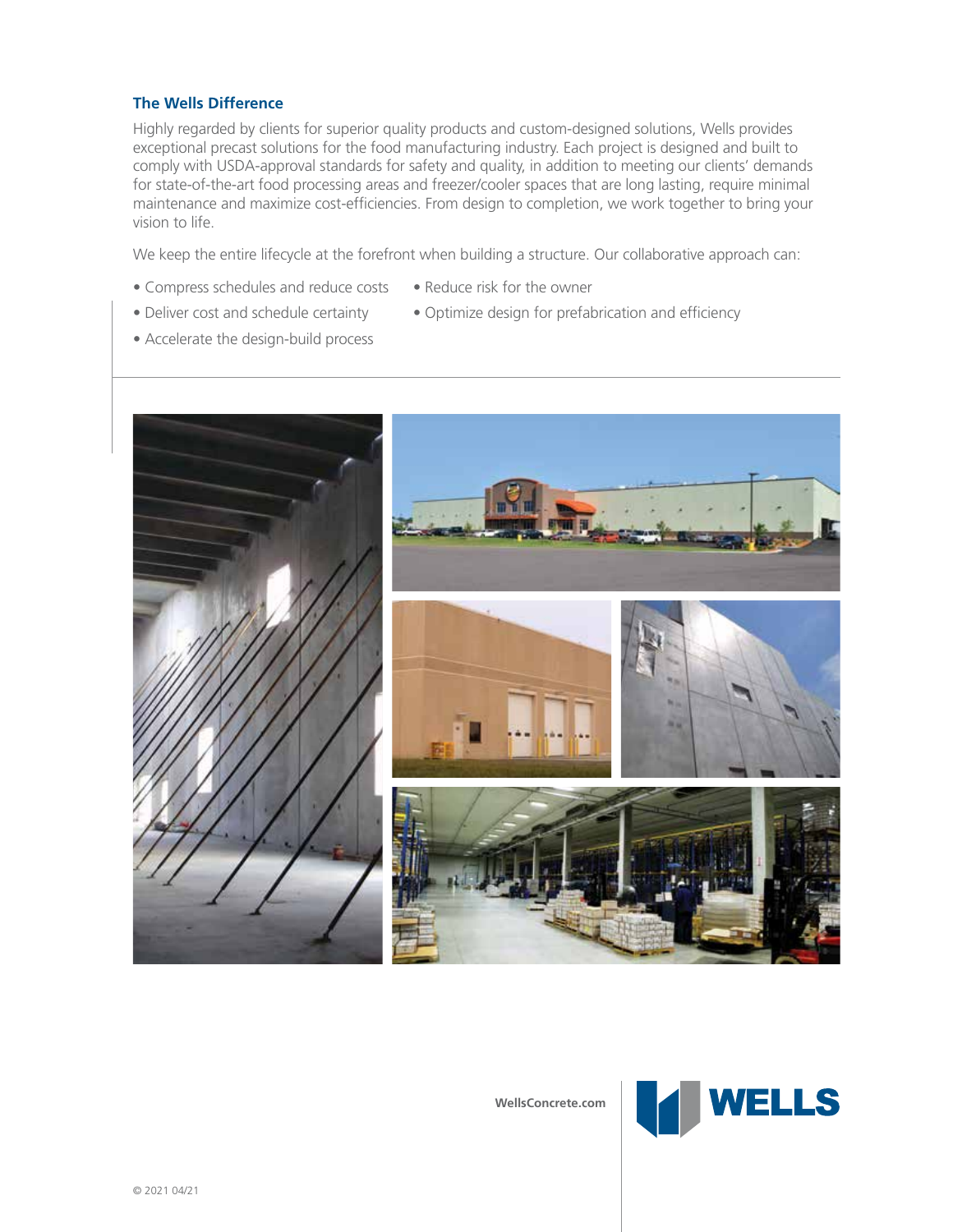## The Wells Difference

Highly regarded by clients for superior quality products and custom-designed solutions, Wells provides exceptional precast solutions for the food manufacturing industry. Each project is designed and built to comply with USDA-approval standards for safety and quality, in addition to meeting our clients' demands for state-of-the-art food processing areas and freezer/cooler spaces that are long lasting, require minimal maintenance and maximize cost-efficiencies. From design to completion, we work together to bring your vision to life.

We keep the entire lifecycle at the forefront when building a structure. Our collaborative approach can:

- Compress schedules and reduce costs
- Deliver cost and schedule certainty
- Accelerate the design-build process
- Reduce risk for the owner
- Optimize design for prefabrication and efficiency

WellsConcrete.com

WELLS

© 2021 04/21